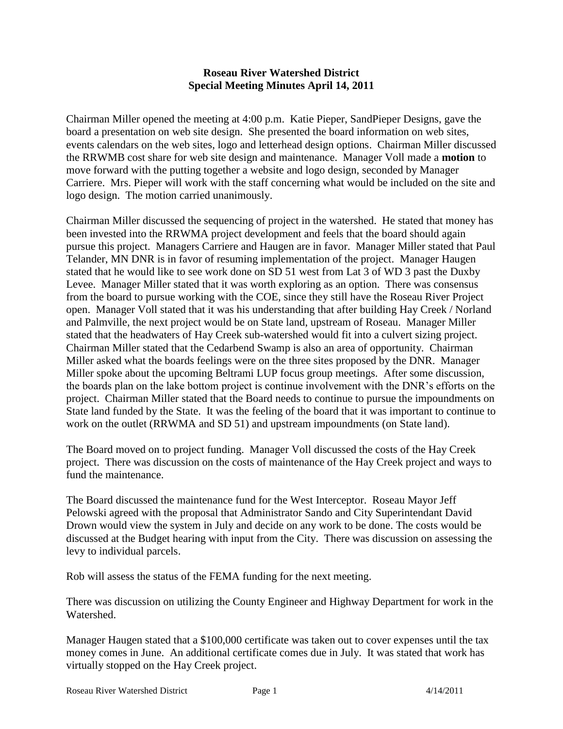**Roseau River Watershed District**
**Special Meeting Minutes April 14, 2011**

Chairman Miller opened the meeting at 4:00 p.m. Katie Pieper, SandPieper Designs, gave the board a presentation on web site design. She presented the board information on web sites, events calendars on the web sites, logo and letterhead design options. Chairman Miller discussed the RRWMB cost share for web site design and maintenance. Manager Voll made a **motion** to move forward with the putting together a website and logo design, seconded by Manager Carriere. Mrs. Pieper will work with the staff concerning what would be included on the site and logo design. The motion carried unanimously.

Chairman Miller discussed the sequencing of project in the watershed. He stated that money has been invested into the RRWMA project development and feels that the board should again pursue this project. Managers Carriere and Haugen are in favor. Manager Miller stated that Paul Telander, MN DNR is in favor of resuming implementation of the project. Manager Haugen stated that he would like to see work done on SD 51 west from Lat 3 of WD 3 past the Duxby Levee. Manager Miller stated that it was worth exploring as an option. There was consensus from the board to pursue working with the COE, since they still have the Roseau River Project open. Manager Voll stated that it was his understanding that after building Hay Creek / Norland and Palmville, the next project would be on State land, upstream of Roseau. Manager Miller stated that the headwaters of Hay Creek sub-watershed would fit into a culvert sizing project. Chairman Miller stated that the Cedarbend Swamp is also an area of opportunity. Chairman Miller asked what the boards feelings were on the three sites proposed by the DNR. Manager Miller spoke about the upcoming Beltrami LUP focus group meetings. After some discussion, the boards plan on the lake bottom project is continue involvement with the DNR's efforts on the project. Chairman Miller stated that the Board needs to continue to pursue the impoundments on State land funded by the State. It was the feeling of the board that it was important to continue to work on the outlet (RRWMA and SD 51) and upstream impoundments (on State land).

The Board moved on to project funding. Manager Voll discussed the costs of the Hay Creek project. There was discussion on the costs of maintenance of the Hay Creek project and ways to fund the maintenance.

The Board discussed the maintenance fund for the West Interceptor. Roseau Mayor Jeff Pelowski agreed with the proposal that Administrator Sando and City Superintendant David Drown would view the system in July and decide on any work to be done. The costs would be discussed at the Budget hearing with input from the City. There was discussion on assessing the levy to individual parcels.

Rob will assess the status of the FEMA funding for the next meeting.

There was discussion on utilizing the County Engineer and Highway Department for work in the Watershed.

Manager Haugen stated that a $100,000 certificate was taken out to cover expenses until the tax money comes in June. An additional certificate comes due in July. It was stated that work has virtually stopped on the Hay Creek project.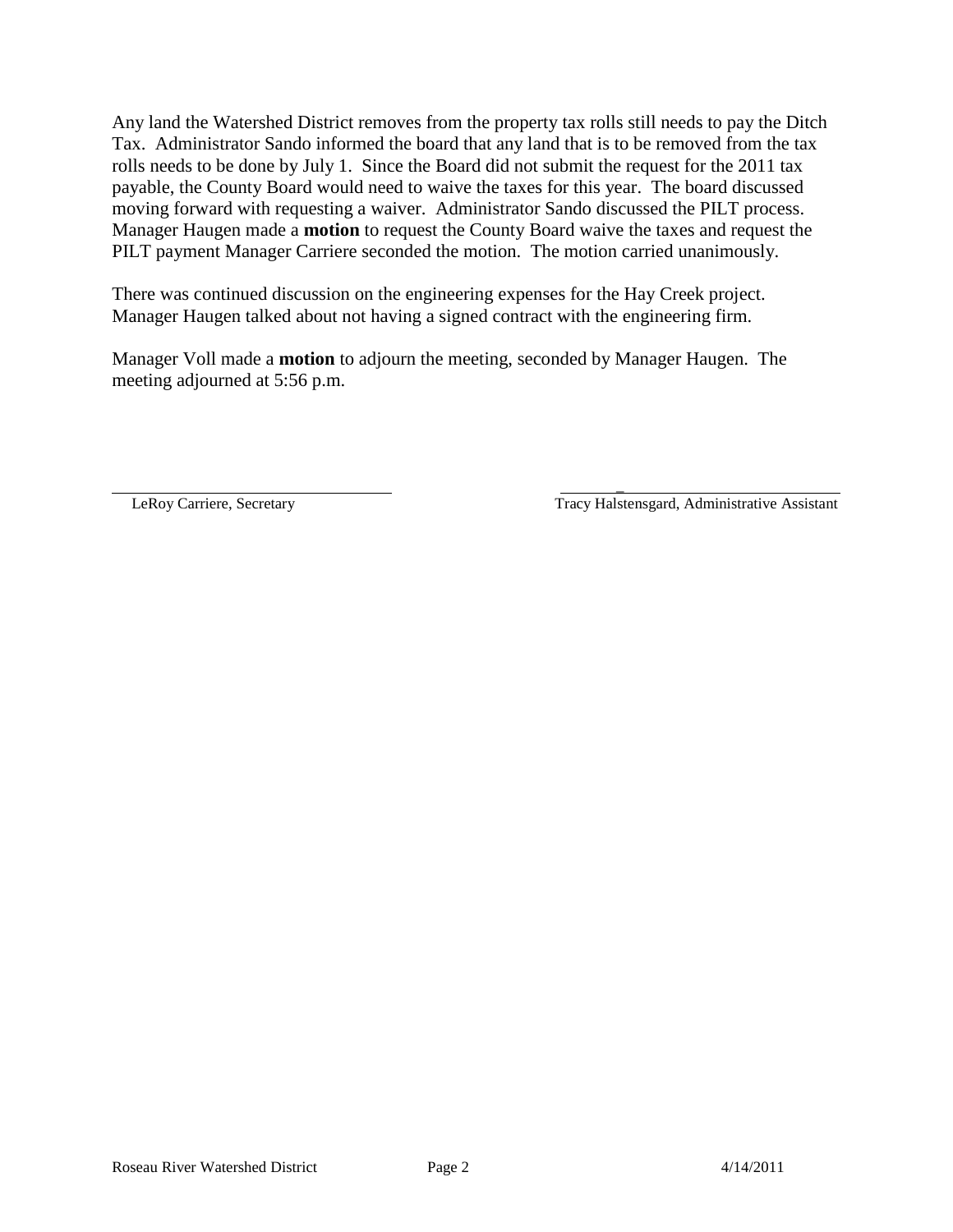Any land the Watershed District removes from the property tax rolls still needs to pay the Ditch Tax. Administrator Sando informed the board that any land that is to be removed from the tax rolls needs to be done by July 1. Since the Board did not submit the request for the 2011 tax payable, the County Board would need to waive the taxes for this year. The board discussed moving forward with requesting a waiver. Administrator Sando discussed the PILT process. Manager Haugen made a **motion** to request the County Board waive the taxes and request the PILT payment Manager Carriere seconded the motion. The motion carried unanimously.

There was continued discussion on the engineering expenses for the Hay Creek project. Manager Haugen talked about not having a signed contract with the engineering firm.

Manager Voll made a **motion** to adjourn the meeting, seconded by Manager Haugen. The meeting adjourned at 5:56 p.m.

LeRoy Carriere, Secretary

Tracy Halstensgard, Administrative Assistant